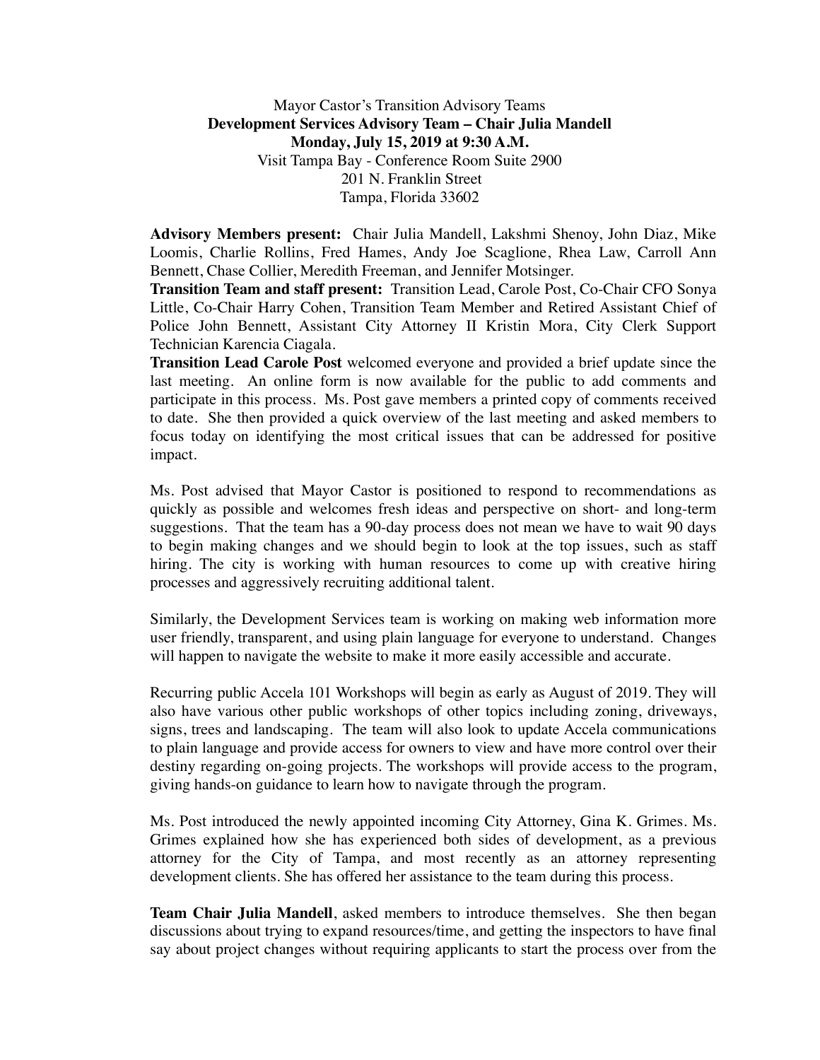Mayor Castor's Transition Advisory Teams

**Development Services Advisory Team – Chair Julia Mandell**

**Monday, July 15, 2019 at 9:30 A.M.**

Visit Tampa Bay - Conference Room Suite 2900
201 N. Franklin Street
Tampa, Florida 33602

**Advisory Members present:** Chair Julia Mandell, Lakshmi Shenoy, John Diaz, Mike Loomis, Charlie Rollins, Fred Hames, Andy Joe Scaglione, Rhea Law, Carroll Ann Bennett, Chase Collier, Meredith Freeman, and Jennifer Motsinger.

**Transition Team and staff present:** Transition Lead, Carole Post, Co-Chair CFO Sonya Little, Co-Chair Harry Cohen, Transition Team Member and Retired Assistant Chief of Police John Bennett, Assistant City Attorney II Kristin Mora, City Clerk Support Technician Karencia Ciagala.

**Transition Lead Carole Post** welcomed everyone and provided a brief update since the last meeting. An online form is now available for the public to add comments and participate in this process. Ms. Post gave members a printed copy of comments received to date. She then provided a quick overview of the last meeting and asked members to focus today on identifying the most critical issues that can be addressed for positive impact.

Ms. Post advised that Mayor Castor is positioned to respond to recommendations as quickly as possible and welcomes fresh ideas and perspective on short- and long-term suggestions. That the team has a 90-day process does not mean we have to wait 90 days to begin making changes and we should begin to look at the top issues, such as staff hiring. The city is working with human resources to come up with creative hiring processes and aggressively recruiting additional talent.

Similarly, the Development Services team is working on making web information more user friendly, transparent, and using plain language for everyone to understand. Changes will happen to navigate the website to make it more easily accessible and accurate.

Recurring public Accela 101 Workshops will begin as early as August of 2019. They will also have various other public workshops of other topics including zoning, driveways, signs, trees and landscaping. The team will also look to update Accela communications to plain language and provide access for owners to view and have more control over their destiny regarding on-going projects. The workshops will provide access to the program, giving hands-on guidance to learn how to navigate through the program.

Ms. Post introduced the newly appointed incoming City Attorney, Gina K. Grimes. Ms. Grimes explained how she has experienced both sides of development, as a previous attorney for the City of Tampa, and most recently as an attorney representing development clients. She has offered her assistance to the team during this process.

**Team Chair Julia Mandell**, asked members to introduce themselves. She then began discussions about trying to expand resources/time, and getting the inspectors to have final say about project changes without requiring applicants to start the process over from the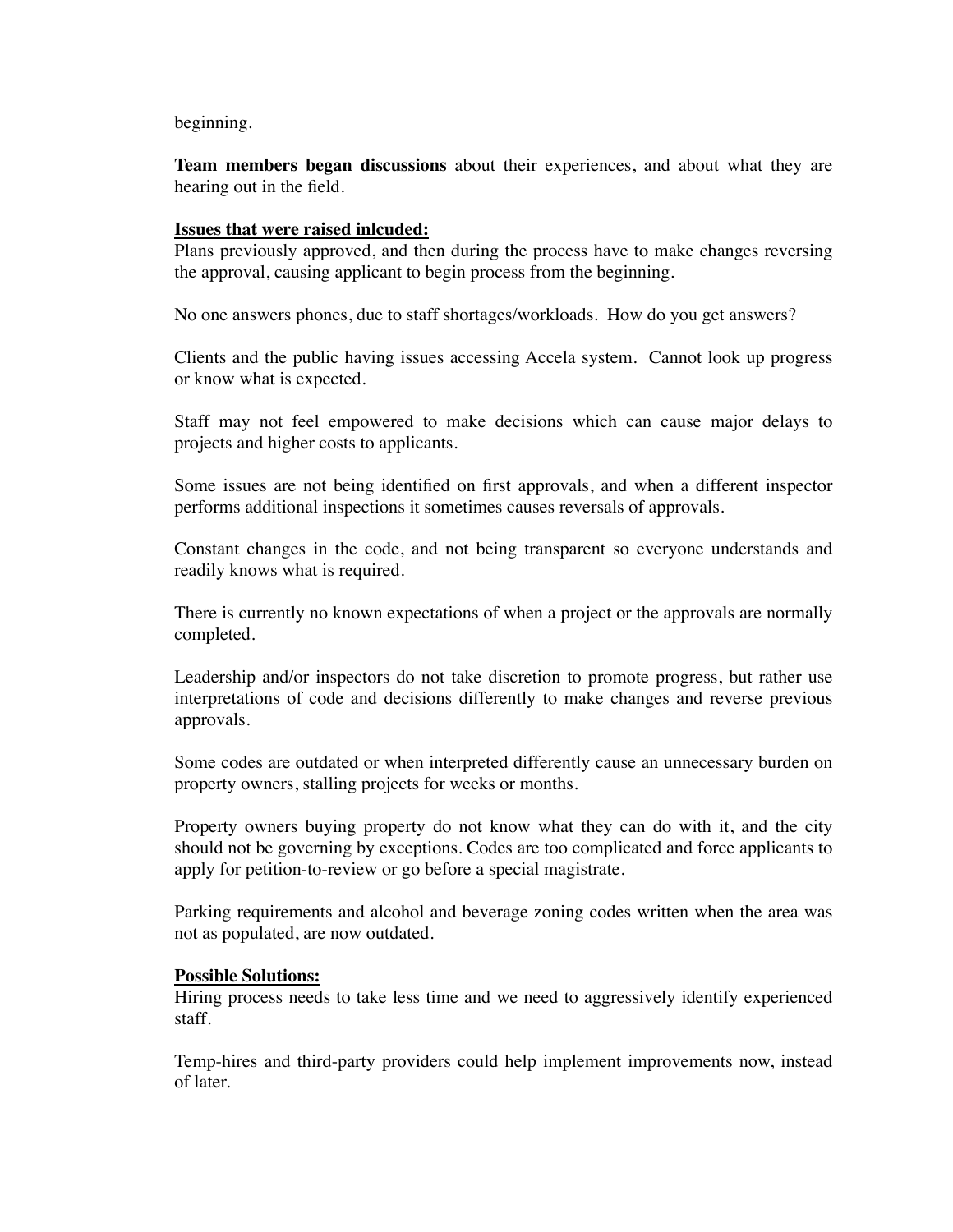beginning.

**Team members began discussions** about their experiences, and about what they are hearing out in the field.

**Issues that were raised inlcuded:**

Plans previously approved, and then during the process have to make changes reversing the approval, causing applicant to begin process from the beginning.

No one answers phones, due to staff shortages/workloads. How do you get answers?

Clients and the public having issues accessing Accela system. Cannot look up progress or know what is expected.

Staff may not feel empowered to make decisions which can cause major delays to projects and higher costs to applicants.

Some issues are not being identified on first approvals, and when a different inspector performs additional inspections it sometimes causes reversals of approvals.

Constant changes in the code, and not being transparent so everyone understands and readily knows what is required.

There is currently no known expectations of when a project or the approvals are normally completed.

Leadership and/or inspectors do not take discretion to promote progress, but rather use interpretations of code and decisions differently to make changes and reverse previous approvals.

Some codes are outdated or when interpreted differently cause an unnecessary burden on property owners, stalling projects for weeks or months.

Property owners buying property do not know what they can do with it, and the city should not be governing by exceptions. Codes are too complicated and force applicants to apply for petition-to-review or go before a special magistrate.

Parking requirements and alcohol and beverage zoning codes written when the area was not as populated, are now outdated.

**Possible Solutions:**

Hiring process needs to take less time and we need to aggressively identify experienced staff.

Temp-hires and third-party providers could help implement improvements now, instead of later.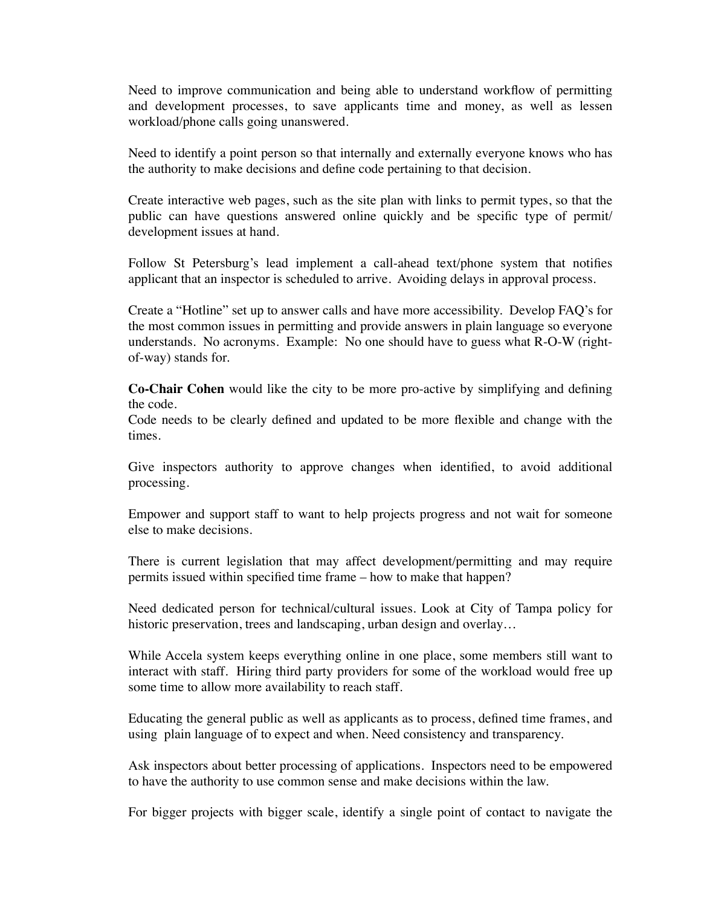Need to improve communication and being able to understand workflow of permitting and development processes, to save applicants time and money, as well as lessen workload/phone calls going unanswered.

Need to identify a point person so that internally and externally everyone knows who has the authority to make decisions and define code pertaining to that decision.

Create interactive web pages, such as the site plan with links to permit types, so that the public can have questions answered online quickly and be specific type of permit/ development issues at hand.

Follow St Petersburg's lead implement a call-ahead text/phone system that notifies applicant that an inspector is scheduled to arrive. Avoiding delays in approval process.

Create a "Hotline" set up to answer calls and have more accessibility. Develop FAQ's for the most common issues in permitting and provide answers in plain language so everyone understands. No acronyms. Example: No one should have to guess what R-O-W (right-of-way) stands for.

**Co-Chair Cohen** would like the city to be more pro-active by simplifying and defining the code.
Code needs to be clearly defined and updated to be more flexible and change with the times.

Give inspectors authority to approve changes when identified, to avoid additional processing.

Empower and support staff to want to help projects progress and not wait for someone else to make decisions.

There is current legislation that may affect development/permitting and may require permits issued within specified time frame – how to make that happen?

Need dedicated person for technical/cultural issues. Look at City of Tampa policy for historic preservation, trees and landscaping, urban design and overlay…

While Accela system keeps everything online in one place, some members still want to interact with staff. Hiring third party providers for some of the workload would free up some time to allow more availability to reach staff.

Educating the general public as well as applicants as to process, defined time frames, and using plain language of to expect and when. Need consistency and transparency.

Ask inspectors about better processing of applications. Inspectors need to be empowered to have the authority to use common sense and make decisions within the law.

For bigger projects with bigger scale, identify a single point of contact to navigate the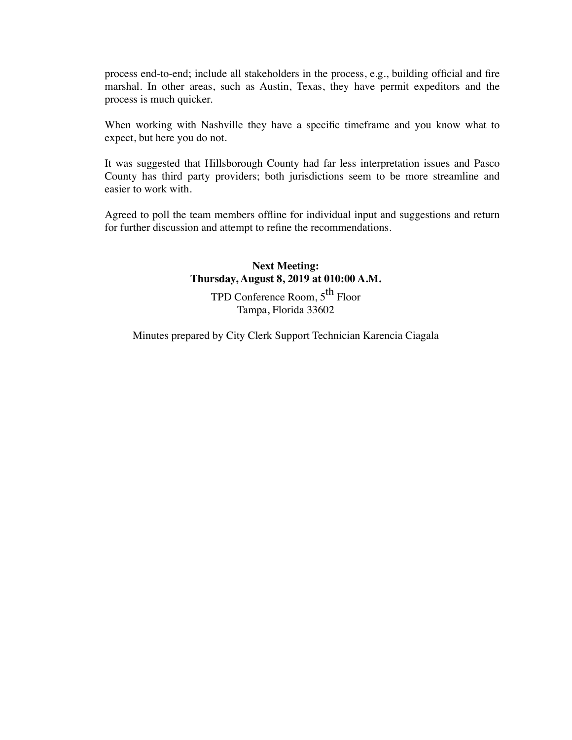process end-to-end; include all stakeholders in the process, e.g., building official and fire marshal. In other areas, such as Austin, Texas, they have permit expeditors and the process is much quicker.

When working with Nashville they have a specific timeframe and you know what to expect, but here you do not.

It was suggested that Hillsborough County had far less interpretation issues and Pasco County has third party providers; both jurisdictions seem to be more streamline and easier to work with.

Agreed to poll the team members offline for individual input and suggestions and return for further discussion and attempt to refine the recommendations.

**Next Meeting:**
**Thursday, August 8, 2019 at 010:00 A.M.**

TPD Conference Room, 5th Floor
Tampa, Florida 33602

Minutes prepared by City Clerk Support Technician Karencia Ciagala